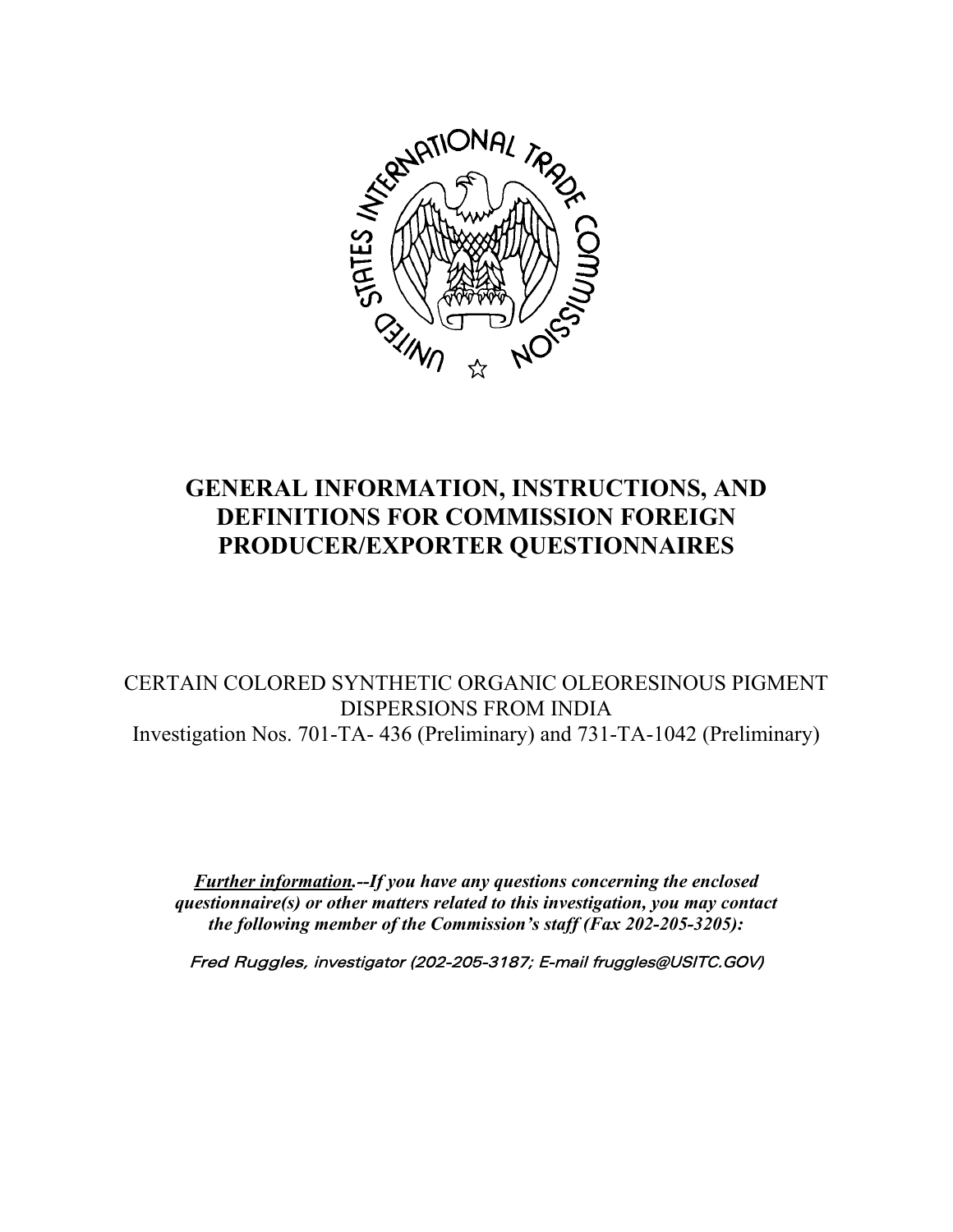# GENERAL INFORMATION, INSTRUCTIONS, AND DEFINITIONS FOR COMMISSION FOREIGN PRODUCER/EXPORTER QUESTIONNAIRES

CERTAIN COLORED SYNTHETIC ORGANIC OLEORESINOUS PIGMENT DISPERSIONS FROM INDIA
Investigation Nos. 701-TA- 436 (Preliminary) and 731-TA-1042 (Preliminary)

***Further information.--If you have any questions concerning the enclosed questionnaire(s) or other matters related to this investigation, you may contact the following member of the Commission's staff (Fax 202-205-3205):***

*Fred Ruggles, investigator (202-205-3187; E-mail fruggles@USITC.GOV)*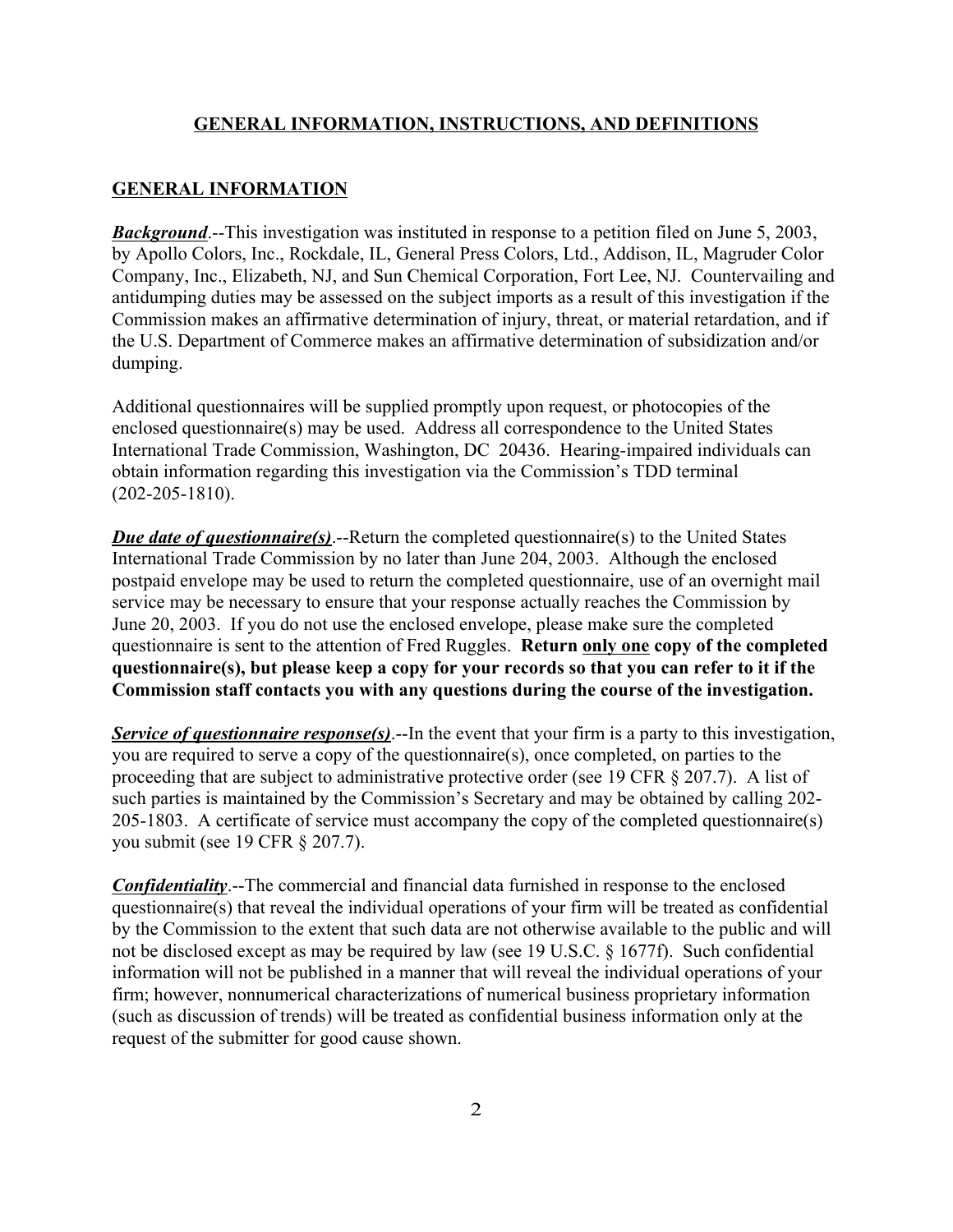## GENERAL INFORMATION, INSTRUCTIONS, AND DEFINITIONS

## GENERAL INFORMATION

***Background***.--This investigation was instituted in response to a petition filed on June 5, 2003, by Apollo Colors, Inc., Rockdale, IL, General Press Colors, Ltd., Addison, IL, Magruder Color Company, Inc., Elizabeth, NJ, and Sun Chemical Corporation, Fort Lee, NJ. Countervailing and antidumping duties may be assessed on the subject imports as a result of this investigation if the Commission makes an affirmative determination of injury, threat, or material retardation, and if the U.S. Department of Commerce makes an affirmative determination of subsidization and/or dumping.

Additional questionnaires will be supplied promptly upon request, or photocopies of the enclosed questionnaire(s) may be used. Address all correspondence to the United States International Trade Commission, Washington, DC 20436. Hearing-impaired individuals can obtain information regarding this investigation via the Commission's TDD terminal (202-205-1810).

***Due date of questionnaire(s)***.--Return the completed questionnaire(s) to the United States International Trade Commission by no later than June 204, 2003. Although the enclosed postpaid envelope may be used to return the completed questionnaire, use of an overnight mail service may be necessary to ensure that your response actually reaches the Commission by June 20, 2003. If you do not use the enclosed envelope, please make sure the completed questionnaire is sent to the attention of Fred Ruggles. **Return only one copy of the completed questionnaire(s), but please keep a copy for your records so that you can refer to it if the Commission staff contacts you with any questions during the course of the investigation.**

***Service of questionnaire response(s)***.--In the event that your firm is a party to this investigation, you are required to serve a copy of the questionnaire(s), once completed, on parties to the proceeding that are subject to administrative protective order (see 19 CFR § 207.7). A list of such parties is maintained by the Commission's Secretary and may be obtained by calling 202-205-1803. A certificate of service must accompany the copy of the completed questionnaire(s) you submit (see 19 CFR § 207.7).

***Confidentiality***.--The commercial and financial data furnished in response to the enclosed questionnaire(s) that reveal the individual operations of your firm will be treated as confidential by the Commission to the extent that such data are not otherwise available to the public and will not be disclosed except as may be required by law (see 19 U.S.C. § 1677f). Such confidential information will not be published in a manner that will reveal the individual operations of your firm; however, nonnumerical characterizations of numerical business proprietary information (such as discussion of trends) will be treated as confidential business information only at the request of the submitter for good cause shown.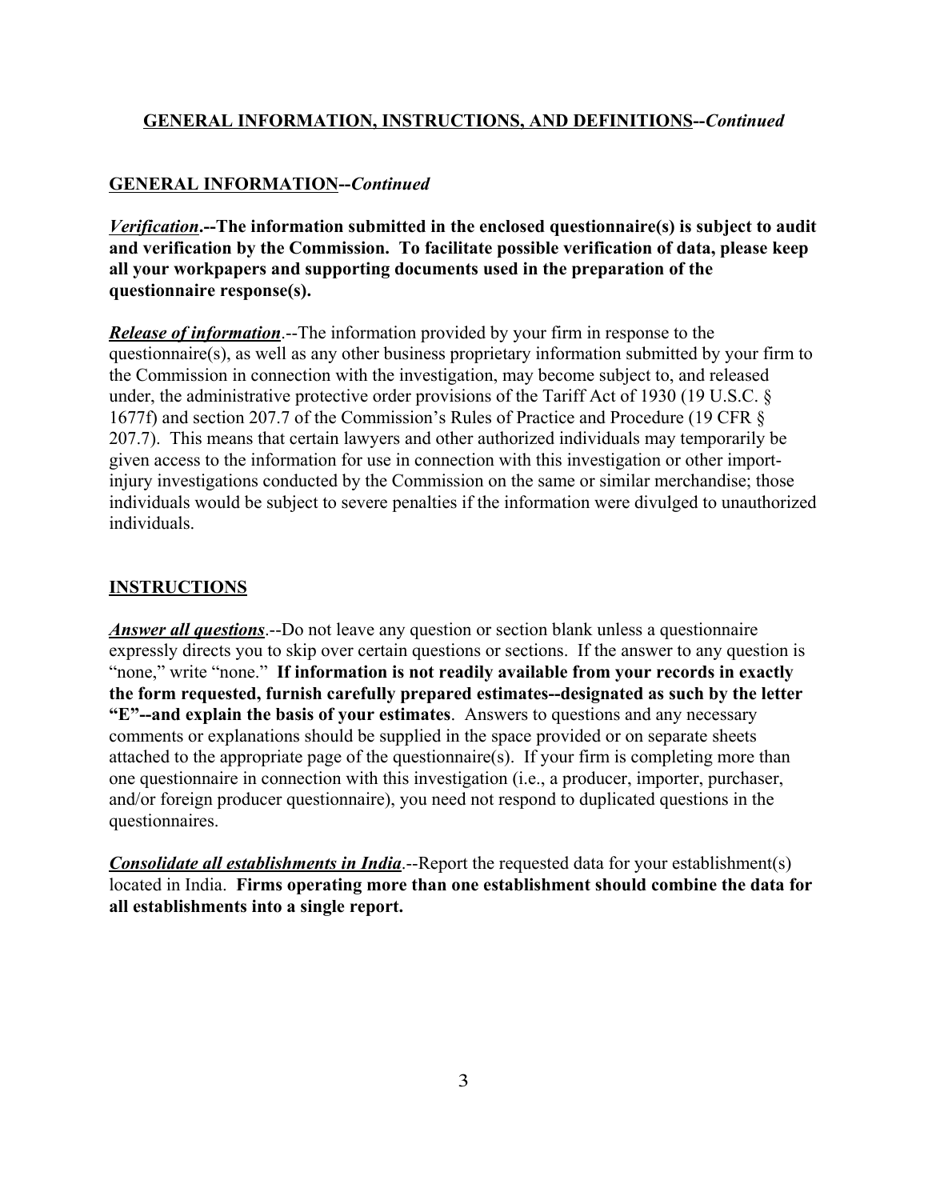## GENERAL INFORMATION, INSTRUCTIONS, AND DEFINITIONS--*Continued*

### GENERAL INFORMATION--*Continued*

***Verification*.--The information submitted in the enclosed questionnaire(s) is subject to audit and verification by the Commission. To facilitate possible verification of data, please keep all your workpapers and supporting documents used in the preparation of the questionnaire response(s).**

***Release of information***.--The information provided by your firm in response to the questionnaire(s), as well as any other business proprietary information submitted by your firm to the Commission in connection with the investigation, may become subject to, and released under, the administrative protective order provisions of the Tariff Act of 1930 (19 U.S.C. § 1677f) and section 207.7 of the Commission's Rules of Practice and Procedure (19 CFR § 207.7). This means that certain lawyers and other authorized individuals may temporarily be given access to the information for use in connection with this investigation or other import-injury investigations conducted by the Commission on the same or similar merchandise; those individuals would be subject to severe penalties if the information were divulged to unauthorized individuals.

### INSTRUCTIONS

***Answer all questions***.--Do not leave any question or section blank unless a questionnaire expressly directs you to skip over certain questions or sections. If the answer to any question is "none," write "none." **If information is not readily available from your records in exactly the form requested, furnish carefully prepared estimates--designated as such by the letter "E"--and explain the basis of your estimates**. Answers to questions and any necessary comments or explanations should be supplied in the space provided or on separate sheets attached to the appropriate page of the questionnaire(s). If your firm is completing more than one questionnaire in connection with this investigation (i.e., a producer, importer, purchaser, and/or foreign producer questionnaire), you need not respond to duplicated questions in the questionnaires.

***Consolidate all establishments in India***.--Report the requested data for your establishment(s) located in India. **Firms operating more than one establishment should combine the data for all establishments into a single report.**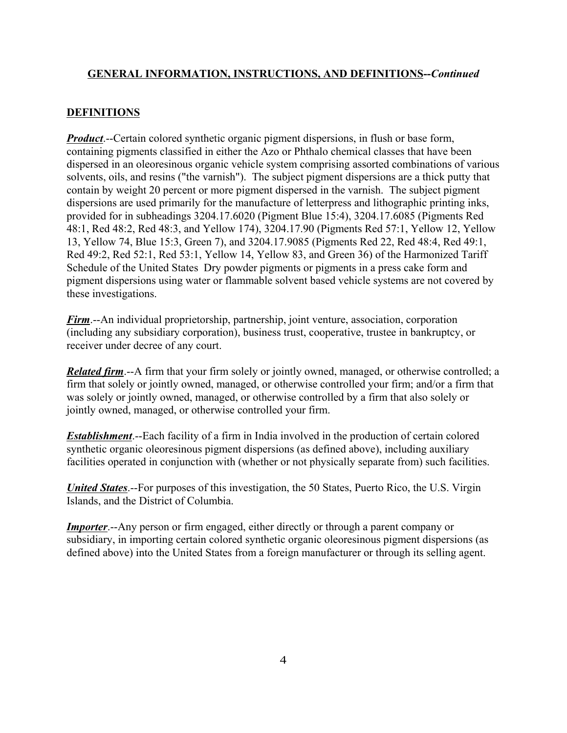## **GENERAL INFORMATION, INSTRUCTIONS, AND DEFINITIONS--*Continued***

## **DEFINITIONS**

***Product***.--Certain colored synthetic organic pigment dispersions, in flush or base form, containing pigments classified in either the Azo or Phthalo chemical classes that have been dispersed in an oleoresinous organic vehicle system comprising assorted combinations of various solvents, oils, and resins ("the varnish"). The subject pigment dispersions are a thick putty that contain by weight 20 percent or more pigment dispersed in the varnish. The subject pigment dispersions are used primarily for the manufacture of letterpress and lithographic printing inks, provided for in subheadings 3204.17.6020 (Pigment Blue 15:4), 3204.17.6085 (Pigments Red 48:1, Red 48:2, Red 48:3, and Yellow 174), 3204.17.90 (Pigments Red 57:1, Yellow 12, Yellow 13, Yellow 74, Blue 15:3, Green 7), and 3204.17.9085 (Pigments Red 22, Red 48:4, Red 49:1, Red 49:2, Red 52:1, Red 53:1, Yellow 14, Yellow 83, and Green 36) of the Harmonized Tariff Schedule of the United States Dry powder pigments or pigments in a press cake form and pigment dispersions using water or flammable solvent based vehicle systems are not covered by these investigations.

***Firm***.--An individual proprietorship, partnership, joint venture, association, corporation (including any subsidiary corporation), business trust, cooperative, trustee in bankruptcy, or receiver under decree of any court.

***Related firm***.--A firm that your firm solely or jointly owned, managed, or otherwise controlled; a firm that solely or jointly owned, managed, or otherwise controlled your firm; and/or a firm that was solely or jointly owned, managed, or otherwise controlled by a firm that also solely or jointly owned, managed, or otherwise controlled your firm.

***Establishment***.--Each facility of a firm in India involved in the production of certain colored synthetic organic oleoresinous pigment dispersions (as defined above), including auxiliary facilities operated in conjunction with (whether or not physically separate from) such facilities.

***United States***.--For purposes of this investigation, the 50 States, Puerto Rico, the U.S. Virgin Islands, and the District of Columbia.

***Importer***.--Any person or firm engaged, either directly or through a parent company or subsidiary, in importing certain colored synthetic organic oleoresinous pigment dispersions (as defined above) into the United States from a foreign manufacturer or through its selling agent.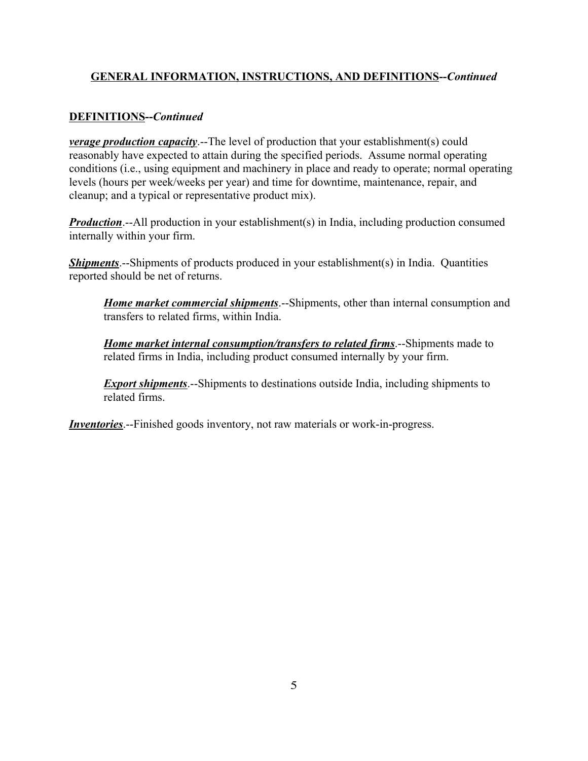## GENERAL INFORMATION, INSTRUCTIONS, AND DEFINITIONS--*Continued*

### DEFINITIONS--*Continued*

***verage production capacity***.--The level of production that your establishment(s) could reasonably have expected to attain during the specified periods. Assume normal operating conditions (i.e., using equipment and machinery in place and ready to operate; normal operating levels (hours per week/weeks per year) and time for downtime, maintenance, repair, and cleanup; and a typical or representative product mix).

***Production***.--All production in your establishment(s) in India, including production consumed internally within your firm.

***Shipments***.--Shipments of products produced in your establishment(s) in India. Quantities reported should be net of returns.

> ***Home market commercial shipments***.--Shipments, other than internal consumption and transfers to related firms, within India.
>
> ***Home market internal consumption/transfers to related firms***.--Shipments made to related firms in India, including product consumed internally by your firm.
>
> ***Export shipments***.--Shipments to destinations outside India, including shipments to related firms.

***Inventories***.--Finished goods inventory, not raw materials or work-in-progress.